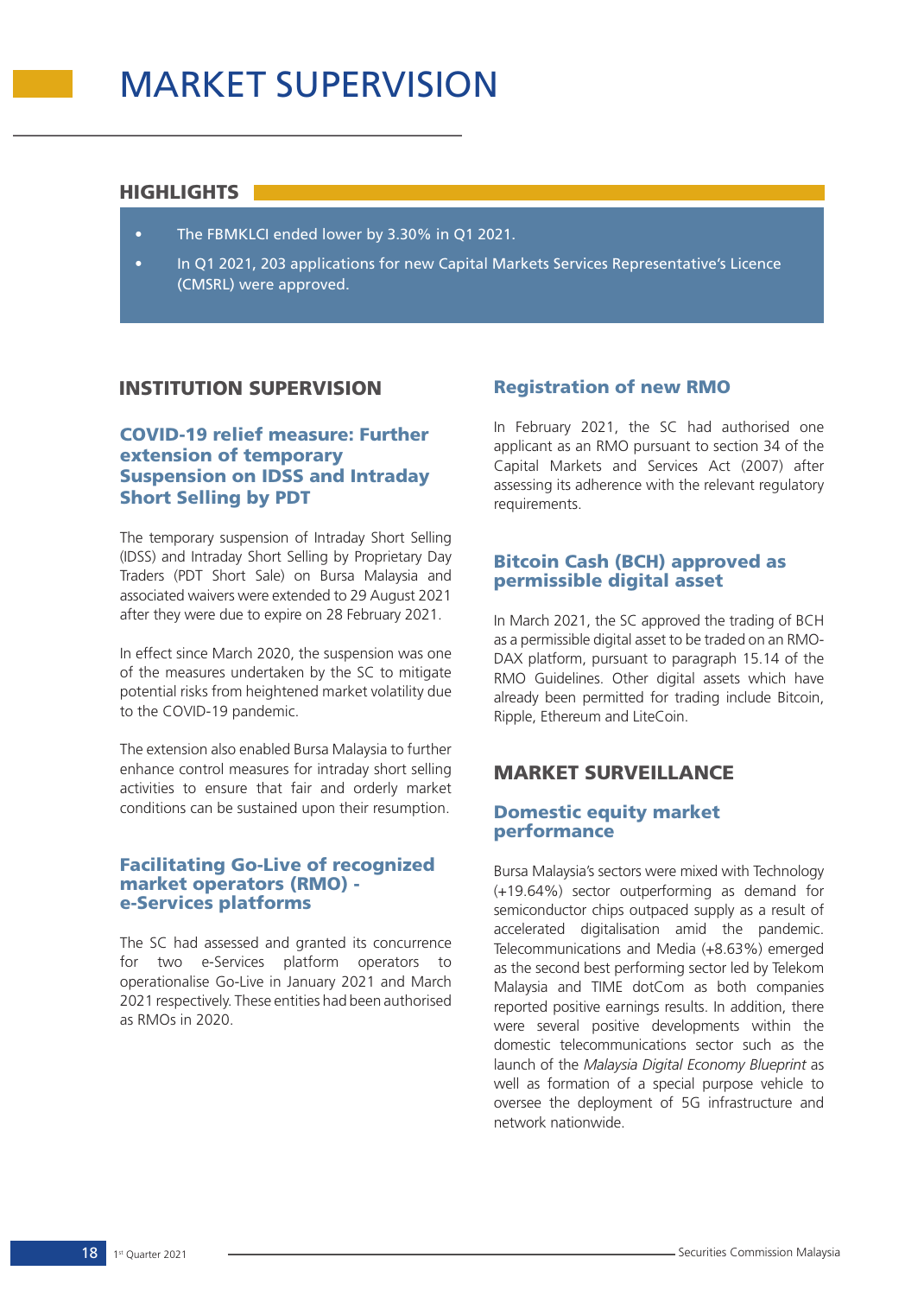# MARKET SUPERVISION

## HIGHLIGHTS

- The FBMKLCI ended lower by 3.30% in Q1 2021.
- In Q1 2021, 203 applications for new Capital Markets Services Representative's Licence (CMSRL) were approved.

## INSTITUTION SUPERVISION

### COVID-19 relief measure: Further extension of temporary Suspension on IDSS and Intraday Short Selling by PDT

The temporary suspension of Intraday Short Selling (IDSS) and Intraday Short Selling by Proprietary Day Traders (PDT Short Sale) on Bursa Malaysia and associated waivers were extended to 29 August 2021 after they were due to expire on 28 February 2021.

In effect since March 2020, the suspension was one of the measures undertaken by the SC to mitigate potential risks from heightened market volatility due to the COVID-19 pandemic.

The extension also enabled Bursa Malaysia to further enhance control measures for intraday short selling activities to ensure that fair and orderly market conditions can be sustained upon their resumption.

### Facilitating Go-Live of recognized market operators (RMO) - e-Services platforms

The SC had assessed and granted its concurrence for two e-Services platform operators to operationalise Go-Live in January 2021 and March 2021 respectively. These entities had been authorised as RMOs in 2020.

### Registration of new RMO

In February 2021, the SC had authorised one applicant as an RMO pursuant to section 34 of the Capital Markets and Services Act (2007) after assessing its adherence with the relevant regulatory requirements.

### Bitcoin Cash (BCH) approved as permissible digital asset

In March 2021, the SC approved the trading of BCH as a permissible digital asset to be traded on an RMO-DAX platform, pursuant to paragraph 15.14 of the RMO Guidelines. Other digital assets which have already been permitted for trading include Bitcoin, Ripple, Ethereum and LiteCoin.

## MARKET SURVEILLANCE

### Domestic equity market performance

Bursa Malaysia's sectors were mixed with Technology (+19.64%) sector outperforming as demand for semiconductor chips outpaced supply as a result of accelerated digitalisation amid the pandemic. Telecommunications and Media (+8.63%) emerged as the second best performing sector led by Telekom Malaysia and TIME dotCom as both companies reported positive earnings results. In addition, there were several positive developments within the domestic telecommunications sector such as the launch of the *Malaysia Digital Economy Blueprint* as well as formation of a special purpose vehicle to oversee the deployment of 5G infrastructure and network nationwide.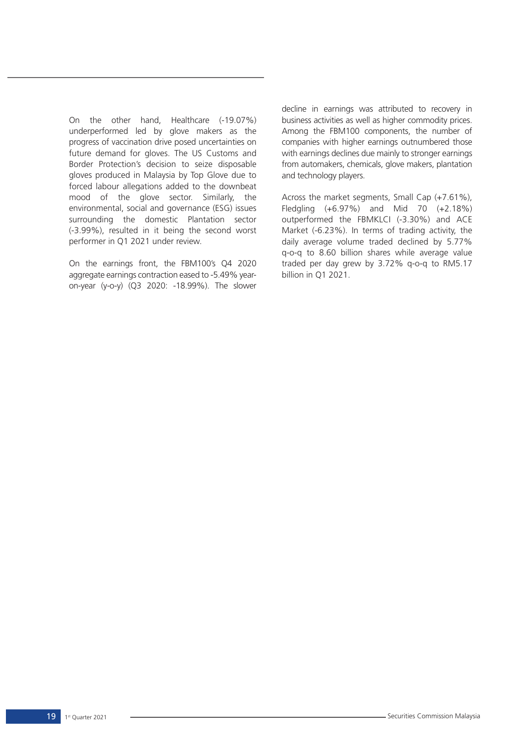On the other hand, Healthcare (-19.07%) underperformed led by glove makers as the progress of vaccination drive posed uncertainties on future demand for gloves. The US Customs and Border Protection's decision to seize disposable gloves produced in Malaysia by Top Glove due to forced labour allegations added to the downbeat mood of the glove sector. Similarly, the environmental, social and governance (ESG) issues surrounding the domestic Plantation sector (-3.99%), resulted in it being the second worst performer in Q1 2021 under review.

On the earnings front, the FBM100's Q4 2020 aggregate earnings contraction eased to -5.49% year-on-year (y-o-y) (Q3 2020: -18.99%). The slower decline in earnings was attributed to recovery in business activities as well as higher commodity prices. Among the FBM100 components, the number of companies with higher earnings outnumbered those with earnings declines due mainly to stronger earnings from automakers, chemicals, glove makers, plantation and technology players.

Across the market segments, Small Cap (+7.61%), Fledgling (+6.97%) and Mid 70 (+2.18%) outperformed the FBMKLCI (-3.30%) and ACE Market (-6.23%). In terms of trading activity, the daily average volume traded declined by 5.77% q-o-q to 8.60 billion shares while average value traded per day grew by 3.72% q-o-q to RM5.17 billion in Q1 2021.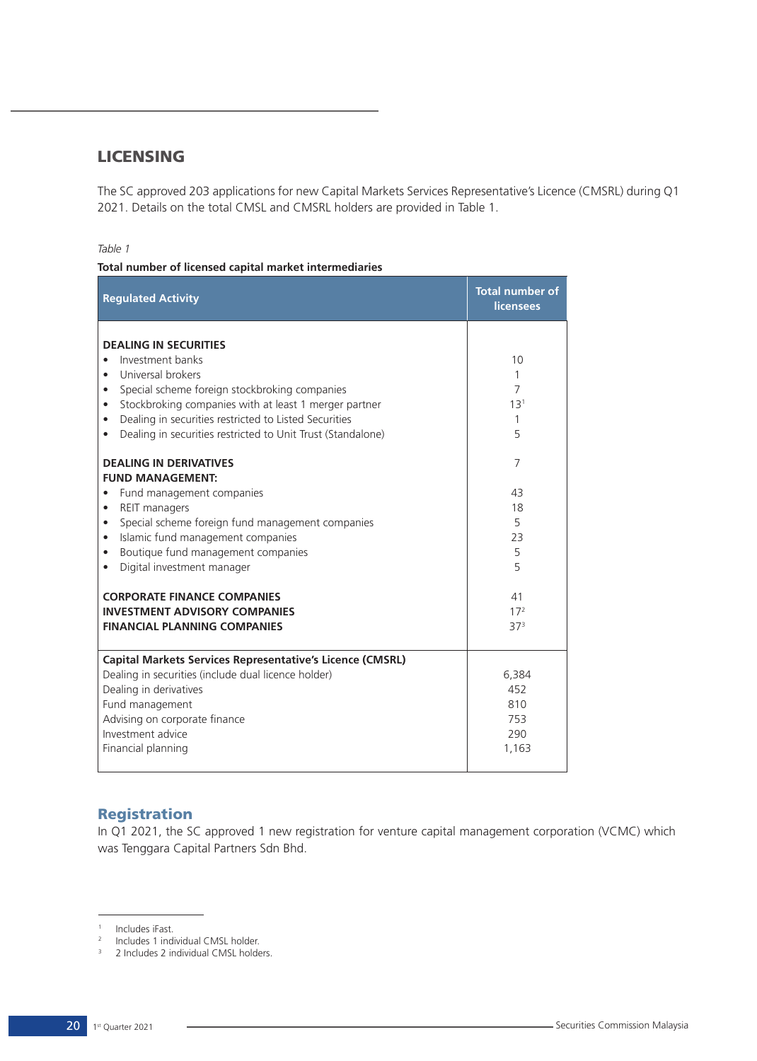## LICENSING

The SC approved 203 applications for new Capital Markets Services Representative's Licence (CMSRL) during Q1 2021. Details on the total CMSL and CMSRL holders are provided in Table 1.

*Table 1*

**Total number of licensed capital market intermediaries**

| Regulated Activity | Total number of licensees |
|---|---|
| **DEALING IN SECURITIES** | |
| • Investment banks | 10 |
| • Universal brokers | 1 |
| • Special scheme foreign stockbroking companies | 7 |
| • Stockbroking companies with at least 1 merger partner | 13[1] |
| • Dealing in securities restricted to Listed Securities | 1 |
| • Dealing in securities restricted to Unit Trust (Standalone) | 5 |
| **DEALING IN DERIVATIVES** | 7 |
| **FUND MANAGEMENT:** | |
| • Fund management companies | 43 |
| • REIT managers | 18 |
| • Special scheme foreign fund management companies | 5 |
| • Islamic fund management companies | 23 |
| • Boutique fund management companies | 5 |
| • Digital investment manager | 5 |
| **CORPORATE FINANCE COMPANIES** | 41 |
| **INVESTMENT ADVISORY COMPANIES** | 17[2] |
| **FINANCIAL PLANNING COMPANIES** | 37[3] |
| **Capital Markets Services Representative's Licence (CMSRL)** | |
| Dealing in securities (include dual licence holder) | 6,384 |
| Dealing in derivatives | 452 |
| Fund management | 810 |
| Advising on corporate finance | 753 |
| Investment advice | 290 |
| Financial planning | 1,163 |

### Registration

In Q1 2021, the SC approved 1 new registration for venture capital management corporation (VCMC) which was Tenggara Capital Partners Sdn Bhd.

[1] Includes iFast.

[2] Includes 1 individual CMSL holder.

[3] 2 Includes 2 individual CMSL holders.